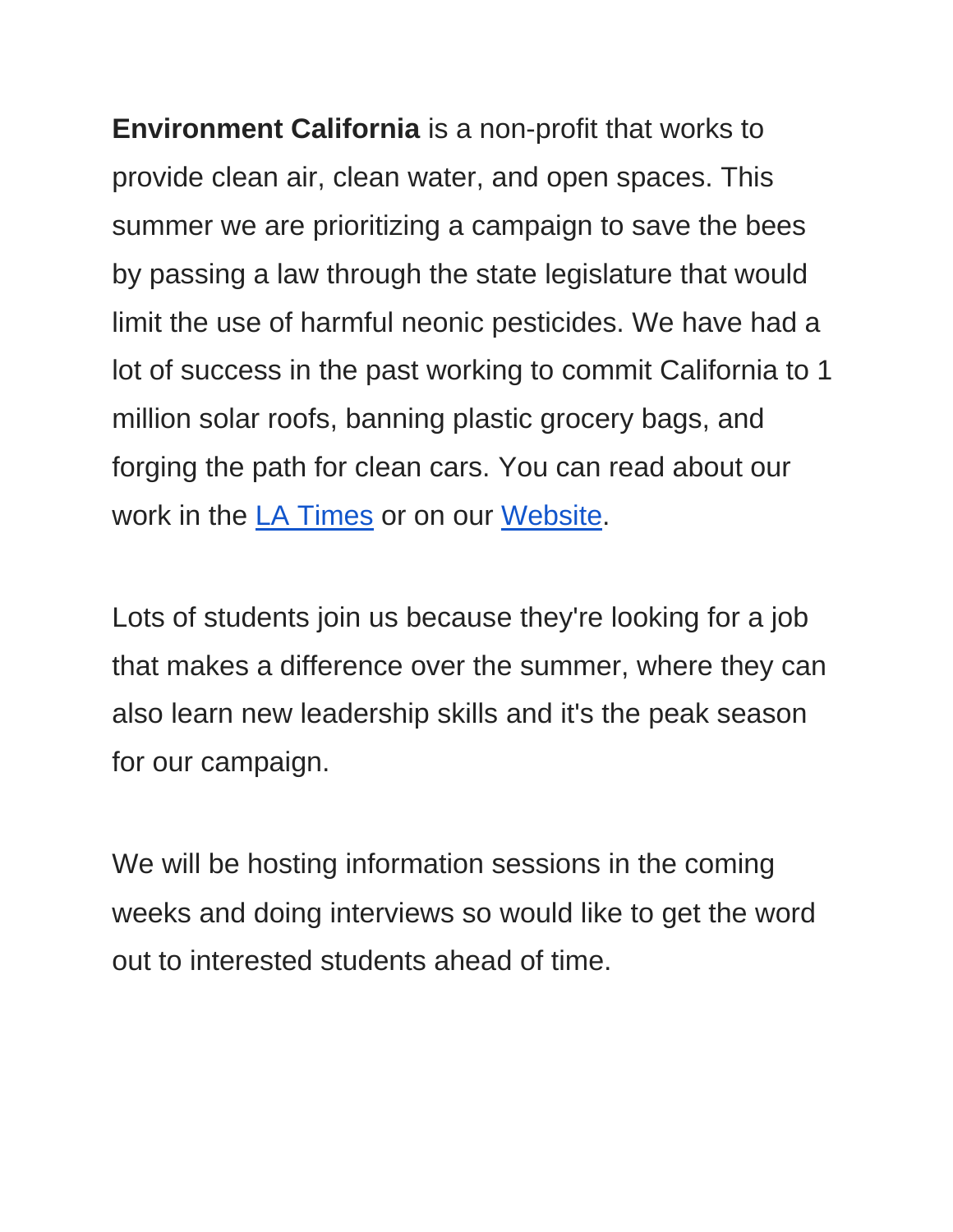**Environment California** is a non-profit that works to provide clean air, clean water, and open spaces. This summer we are prioritizing a campaign to save the bees by passing a law through the state legislature that would limit the use of harmful neonic pesticides. We have had a lot of success in the past working to commit California to 1 million solar roofs, banning plastic grocery bags, and forging the path for clean cars. You can read about our work in the LA Times or on our Website.

Lots of students join us because they're looking for a job that makes a difference over the summer, where they can also learn new leadership skills and it's the peak season for our campaign.

We will be hosting information sessions in the coming weeks and doing interviews so would like to get the word out to interested students ahead of time.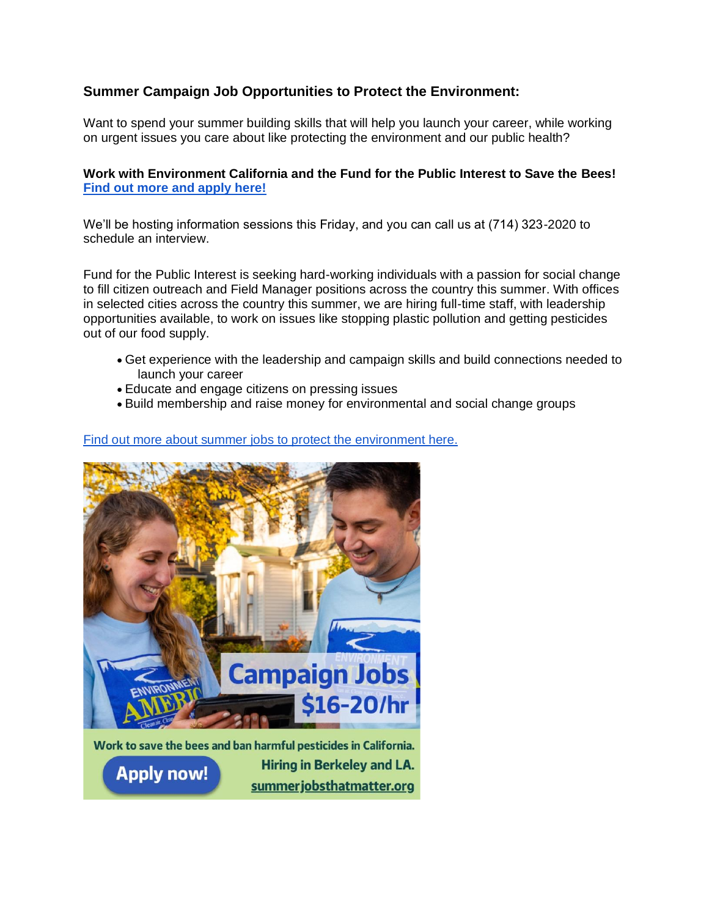**Summer Campaign Job Opportunities to Protect the Environment:**

Want to spend your summer building skills that will help you launch your career, while working on urgent issues you care about like protecting the environment and our public health?

**Work with Environment California and the Fund for the Public Interest to Save the Bees!**
**Find out more and apply here!**

We'll be hosting information sessions this Friday, and you can call us at (714) 323-2020 to schedule an interview.

Fund for the Public Interest is seeking hard-working individuals with a passion for social change to fill citizen outreach and Field Manager positions across the country this summer. With offices in selected cities across the country this summer, we are hiring full-time staff, with leadership opportunities available, to work on issues like stopping plastic pollution and getting pesticides out of our food supply.

- Get experience with the leadership and campaign skills and build connections needed to launch your career
- Educate and engage citizens on pressing issues
- Build membership and raise money for environmental and social change groups

Find out more about summer jobs to protect the environment here.

Campaign Jobs
$16-20/hr

Work to save the bees and ban harmful pesticides in California.

Apply now!

Hiring in Berkeley and LA.

summerjobsthatmatter.org